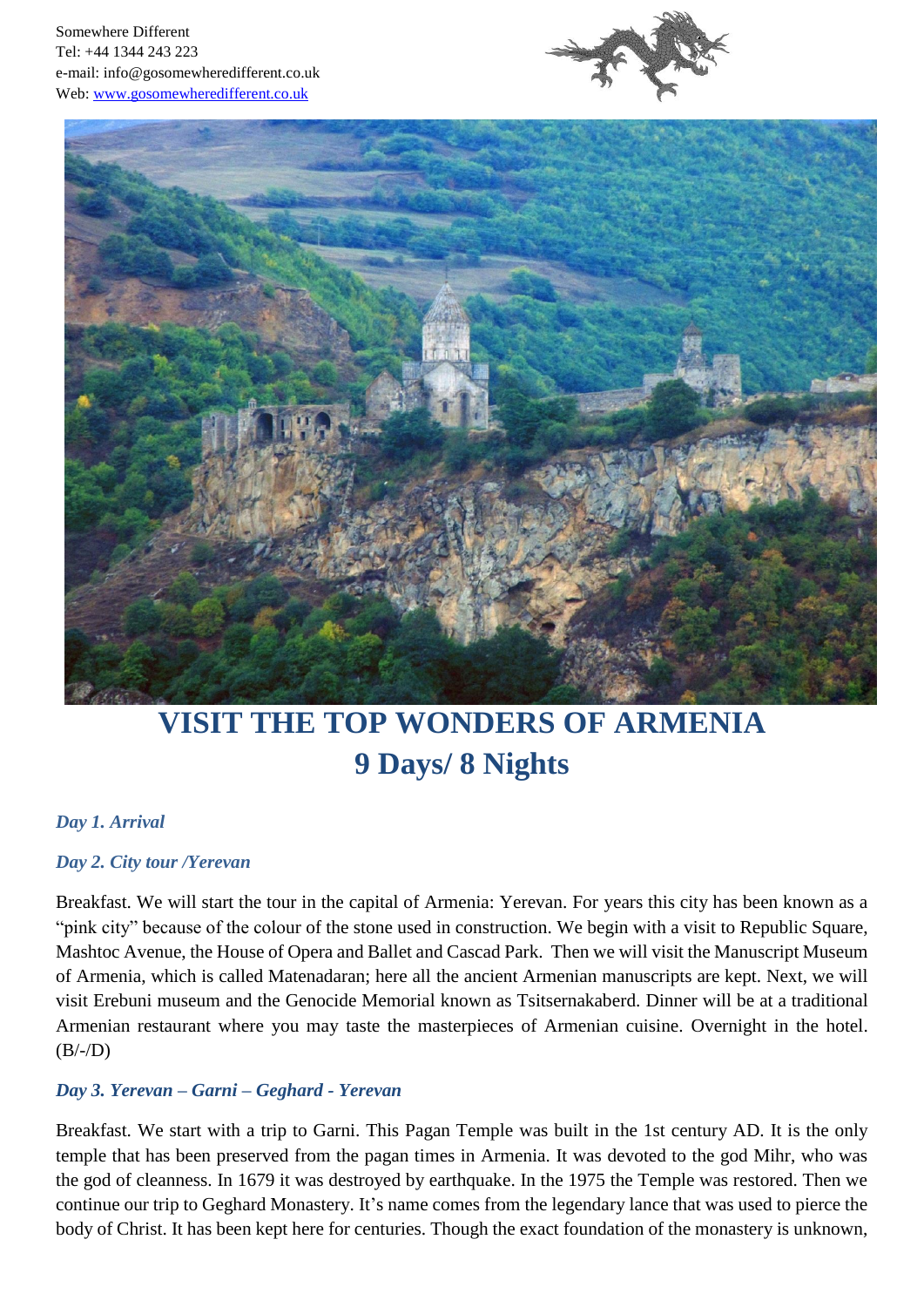Somewhere Different
Tel: +44 1344 243 223
e-mail: info@gosomewheredifferent.co.uk
Web: [www.gosomewheredifferent.co.uk](http://www.gosomewheredifferent.co.uk)

# VISIT THE TOP WONDERS OF ARMENIA
# 9 Days/ 8 Nights

### *Day 1. Arrival*

### *Day 2. City tour /Yerevan*

Breakfast. We will start the tour in the capital of Armenia: Yerevan. For years this city has been known as a "pink city" because of the colour of the stone used in construction. We begin with a visit to Republic Square, Mashtoc Avenue, the House of Opera and Ballet and Cascad Park. Then we will visit the Manuscript Museum of Armenia, which is called Matenadaran; here all the ancient Armenian manuscripts are kept. Next, we will visit Erebuni museum and the Genocide Memorial known as Tsitsernakaberd. Dinner will be at a traditional Armenian restaurant where you may taste the masterpieces of Armenian cuisine. Overnight in the hotel. (B/-/D)

### *Day 3. Yerevan – Garni – Geghard - Yerevan*

Breakfast. We start with a trip to Garni. This Pagan Temple was built in the 1st century AD. It is the only temple that has been preserved from the pagan times in Armenia. It was devoted to the god Mihr, who was the god of cleanness. In 1679 it was destroyed by earthquake. In the 1975 the Temple was restored. Then we continue our trip to Geghard Monastery. It's name comes from the legendary lance that was used to pierce the body of Christ. It has been kept here for centuries. Though the exact foundation of the monastery is unknown,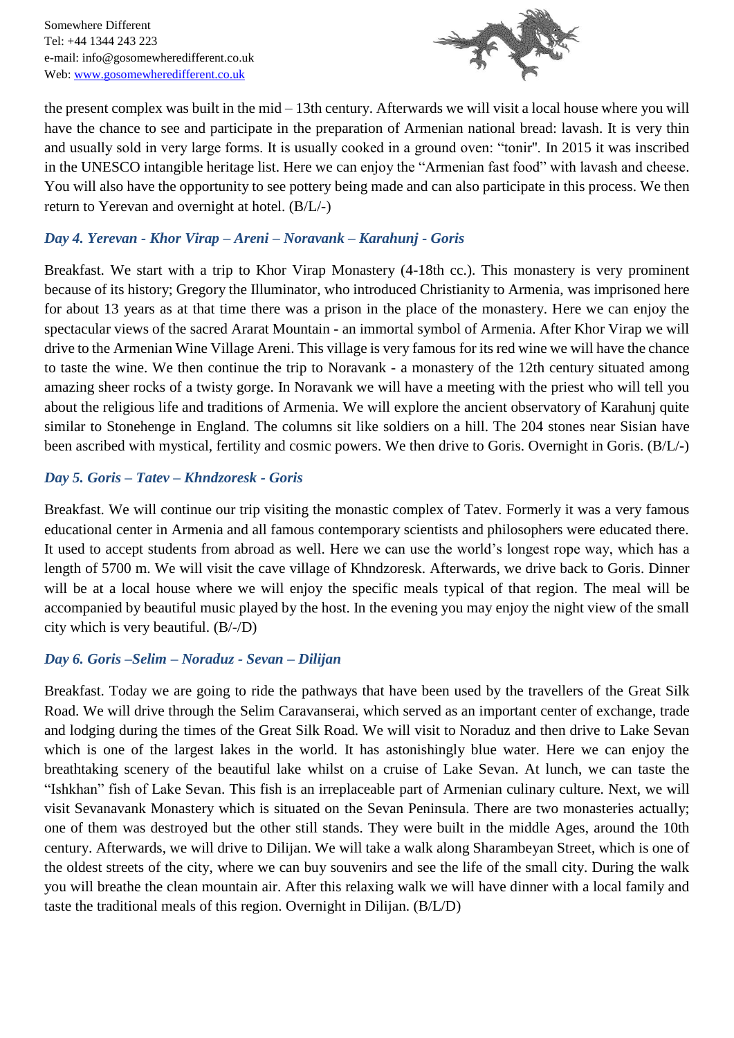the present complex was built in the mid – 13th century. Afterwards we will visit a local house where you will have the chance to see and participate in the preparation of Armenian national bread: lavash. It is very thin and usually sold in very large forms. It is usually cooked in a ground oven: "tonir". In 2015 it was inscribed in the UNESCO intangible heritage list. Here we can enjoy the "Armenian fast food" with lavash and cheese. You will also have the opportunity to see pottery being made and can also participate in this process. We then return to Yerevan and overnight at hotel. (B/L/-)

### *Day 4. Yerevan - Khor Virap – Areni – Noravank – Karahunj - Goris*

Breakfast. We start with a trip to Khor Virap Monastery (4-18th cc.). This monastery is very prominent because of its history; Gregory the Illuminator, who introduced Christianity to Armenia, was imprisoned here for about 13 years as at that time there was a prison in the place of the monastery. Here we can enjoy the spectacular views of the sacred Ararat Mountain - an immortal symbol of Armenia. After Khor Virap we will drive to the Armenian Wine Village Areni. This village is very famous for its red wine we will have the chance to taste the wine. We then continue the trip to Noravank - a monastery of the 12th century situated among amazing sheer rocks of a twisty gorge. In Noravank we will have a meeting with the priest who will tell you about the religious life and traditions of Armenia. We will explore the ancient observatory of Karahunj quite similar to Stonehenge in England. The columns sit like soldiers on a hill. The 204 stones near Sisian have been ascribed with mystical, fertility and cosmic powers. We then drive to Goris. Overnight in Goris. (B/L/-)

### *Day 5. Goris – Tatev – Khndzoresk - Goris*

Breakfast. We will continue our trip visiting the monastic complex of Tatev. Formerly it was a very famous educational center in Armenia and all famous contemporary scientists and philosophers were educated there. It used to accept students from abroad as well. Here we can use the world's longest rope way, which has a length of 5700 m. We will visit the cave village of Khndzoresk. Afterwards, we drive back to Goris. Dinner will be at a local house where we will enjoy the specific meals typical of that region. The meal will be accompanied by beautiful music played by the host. In the evening you may enjoy the night view of the small city which is very beautiful. (B/-/D)

### *Day 6. Goris –Selim – Noraduz - Sevan – Dilijan*

Breakfast. Today we are going to ride the pathways that have been used by the travellers of the Great Silk Road. We will drive through the Selim Caravanserai, which served as an important center of exchange, trade and lodging during the times of the Great Silk Road. We will visit to Noraduz and then drive to Lake Sevan which is one of the largest lakes in the world. It has astonishingly blue water. Here we can enjoy the breathtaking scenery of the beautiful lake whilst on a cruise of Lake Sevan. At lunch, we can taste the "Ishkhan" fish of Lake Sevan. This fish is an irreplaceable part of Armenian culinary culture. Next, we will visit Sevanavank Monastery which is situated on the Sevan Peninsula. There are two monasteries actually; one of them was destroyed but the other still stands. They were built in the middle Ages, around the 10th century. Afterwards, we will drive to Dilijan. We will take a walk along Sharambeyan Street, which is one of the oldest streets of the city, where we can buy souvenirs and see the life of the small city. During the walk you will breathe the clean mountain air. After this relaxing walk we will have dinner with a local family and taste the traditional meals of this region. Overnight in Dilijan. (B/L/D)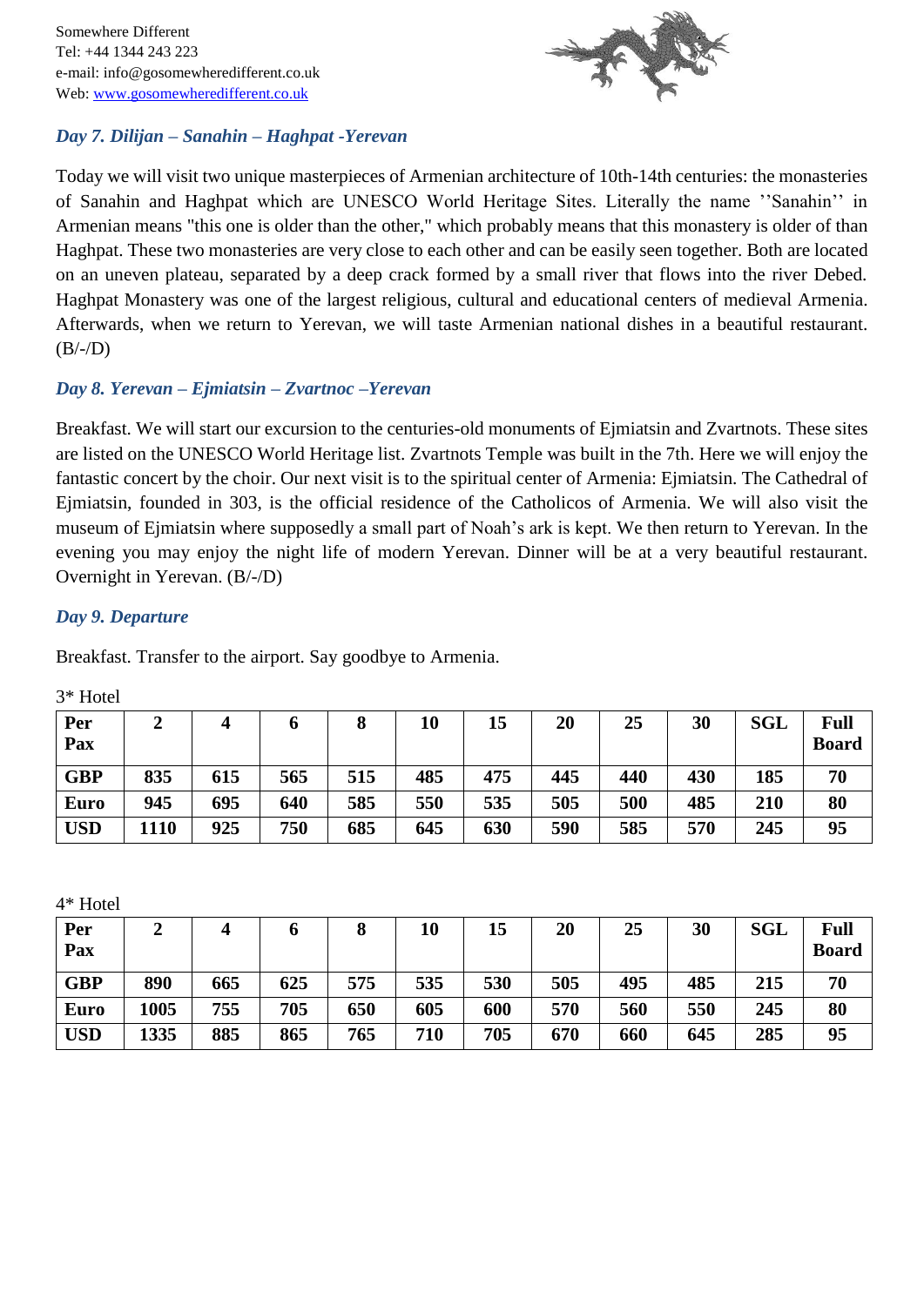Somewhere Different
Tel: +44 1344 243 223
e-mail: info@gosomewheredifferent.co.uk
Web: www.gosomewheredifferent.co.uk

### *Day 7. Dilijan – Sanahin – Haghpat -Yerevan*

Today we will visit two unique masterpieces of Armenian architecture of 10th-14th centuries: the monasteries of Sanahin and Haghpat which are UNESCO World Heritage Sites. Literally the name ''Sanahin'' in Armenian means "this one is older than the other," which probably means that this monastery is older of than Haghpat. These two monasteries are very close to each other and can be easily seen together. Both are located on an uneven plateau, separated by a deep crack formed by a small river that flows into the river Debed. Haghpat Monastery was one of the largest religious, cultural and educational centers of medieval Armenia. Afterwards, when we return to Yerevan, we will taste Armenian national dishes in a beautiful restaurant. (B/-/D)

### *Day 8. Yerevan – Ejmiatsin – Zvartnoc –Yerevan*

Breakfast. We will start our excursion to the centuries-old monuments of Ejmiatsin and Zvartnots. These sites are listed on the UNESCO World Heritage list. Zvartnots Temple was built in the 7th. Here we will enjoy the fantastic concert by the choir. Our next visit is to the spiritual center of Armenia: Ejmiatsin. The Cathedral of Ejmiatsin, founded in 303, is the official residence of the Catholicos of Armenia. We will also visit the museum of Ejmiatsin where supposedly a small part of Noah's ark is kept. We then return to Yerevan. In the evening you may enjoy the night life of modern Yerevan. Dinner will be at a very beautiful restaurant. Overnight in Yerevan. (B/-/D)

### *Day 9. Departure*

Breakfast. Transfer to the airport. Say goodbye to Armenia.

3* Hotel

| Per Pax | 2 | 4 | 6 | 8 | 10 | 15 | 20 | 25 | 30 | SGL | Full Board |
|---|---|---|---|---|---|---|---|---|---|---|---|
| GBP | 835 | 615 | 565 | 515 | 485 | 475 | 445 | 440 | 430 | 185 | 70 |
| Euro | 945 | 695 | 640 | 585 | 550 | 535 | 505 | 500 | 485 | 210 | 80 |
| USD | 1110 | 925 | 750 | 685 | 645 | 630 | 590 | 585 | 570 | 245 | 95 |

4* Hotel

| Per Pax | 2 | 4 | 6 | 8 | 10 | 15 | 20 | 25 | 30 | SGL | Full Board |
|---|---|---|---|---|---|---|---|---|---|---|---|
| GBP | 890 | 665 | 625 | 575 | 535 | 530 | 505 | 495 | 485 | 215 | 70 |
| Euro | 1005 | 755 | 705 | 650 | 605 | 600 | 570 | 560 | 550 | 245 | 80 |
| USD | 1335 | 885 | 865 | 765 | 710 | 705 | 670 | 660 | 645 | 285 | 95 |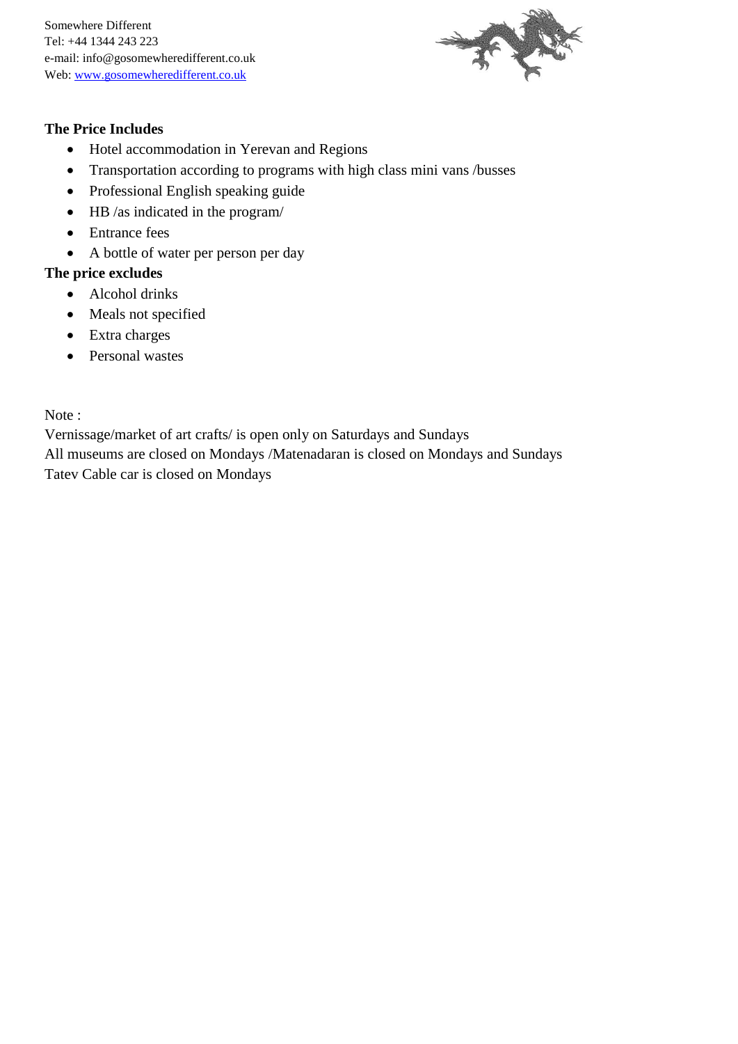Somewhere Different
Tel: +44 1344 243 223
e-mail: info@gosomewheredifferent.co.uk
Web: www.gosomewheredifferent.co.uk

**The Price Includes**

- Hotel accommodation in Yerevan and Regions
- Transportation according to programs with high class mini vans /busses
- Professional English speaking guide
- HB /as indicated in the program/
- Entrance fees
- A bottle of water per person per day

**The price excludes**

- Alcohol drinks
- Meals not specified
- Extra charges
- Personal wastes

Note :
Vernissage/market of art crafts/ is open only on Saturdays and Sundays
All museums are closed on Mondays /Matenadaran is closed on Mondays and Sundays
Tatev Cable car is closed on Mondays